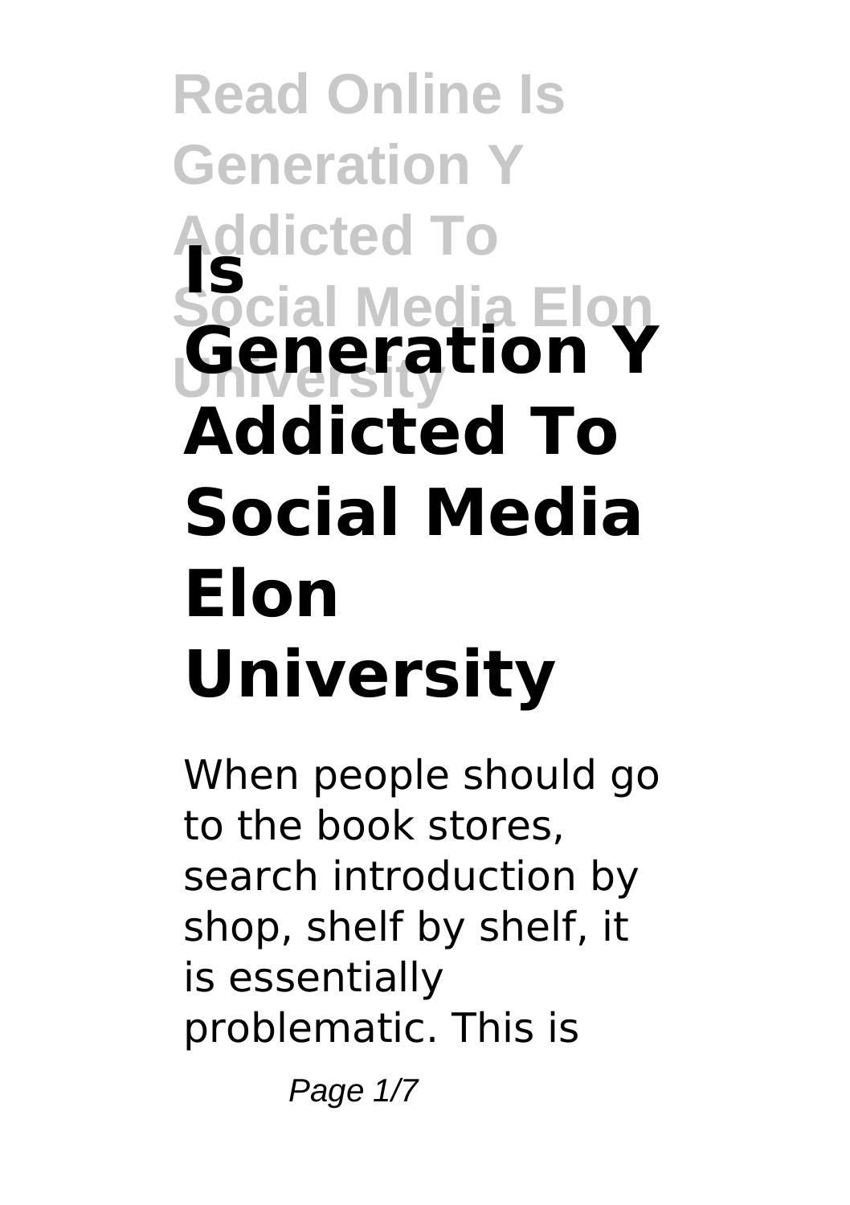# Is Generation Y Addicted To Social Media Elon University

When people should go to the book stores, search introduction by shop, shelf by shelf, it is essentially problematic. This is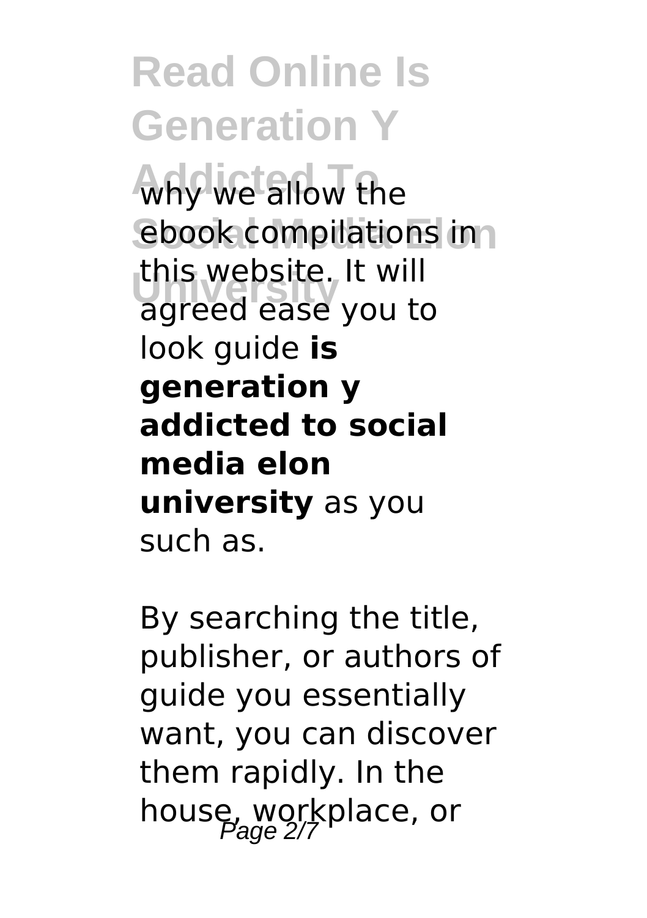why we allow the ebook compilations in this website. It will agreed ease you to look guide **is generation y addicted to social media elon university** as you such as.

By searching the title, publisher, or authors of guide you essentially want, you can discover them rapidly. In the house, workplace, or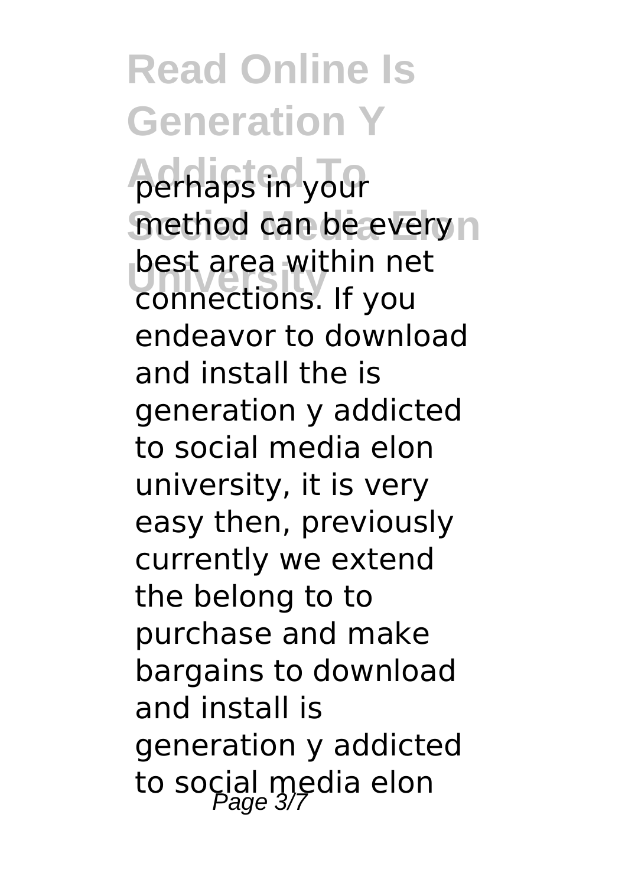perhaps in your method can be every best area within net connections. If you endeavor to download and install the is generation y addicted to social media elon university, it is very easy then, previously currently we extend the belong to to purchase and make bargains to download and install is generation y addicted to social media elon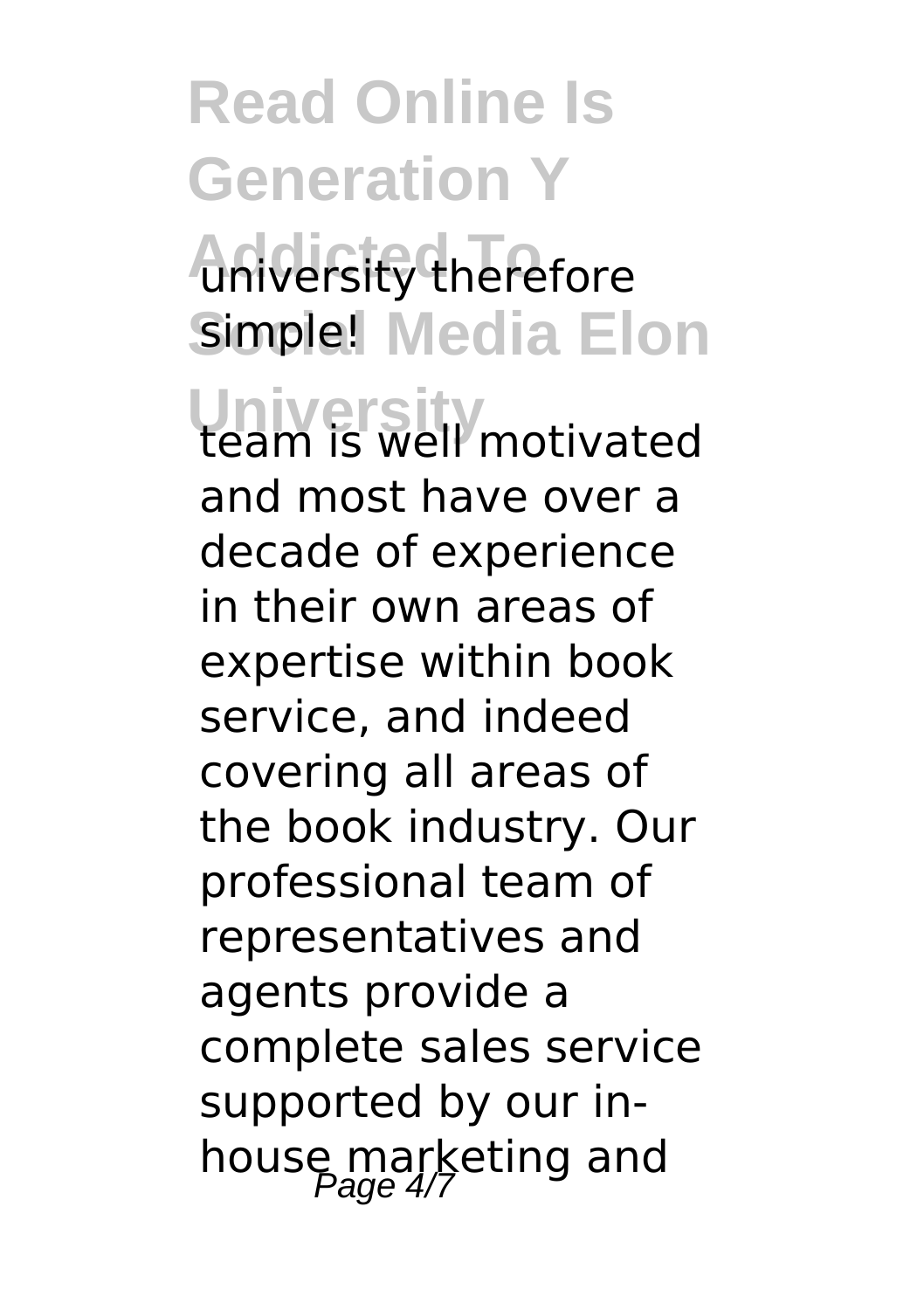university therefore simple!

team is well motivated and most have over a decade of experience in their own areas of expertise within book service, and indeed covering all areas of the book industry. Our professional team of representatives and agents provide a complete sales service supported by our in-house marketing and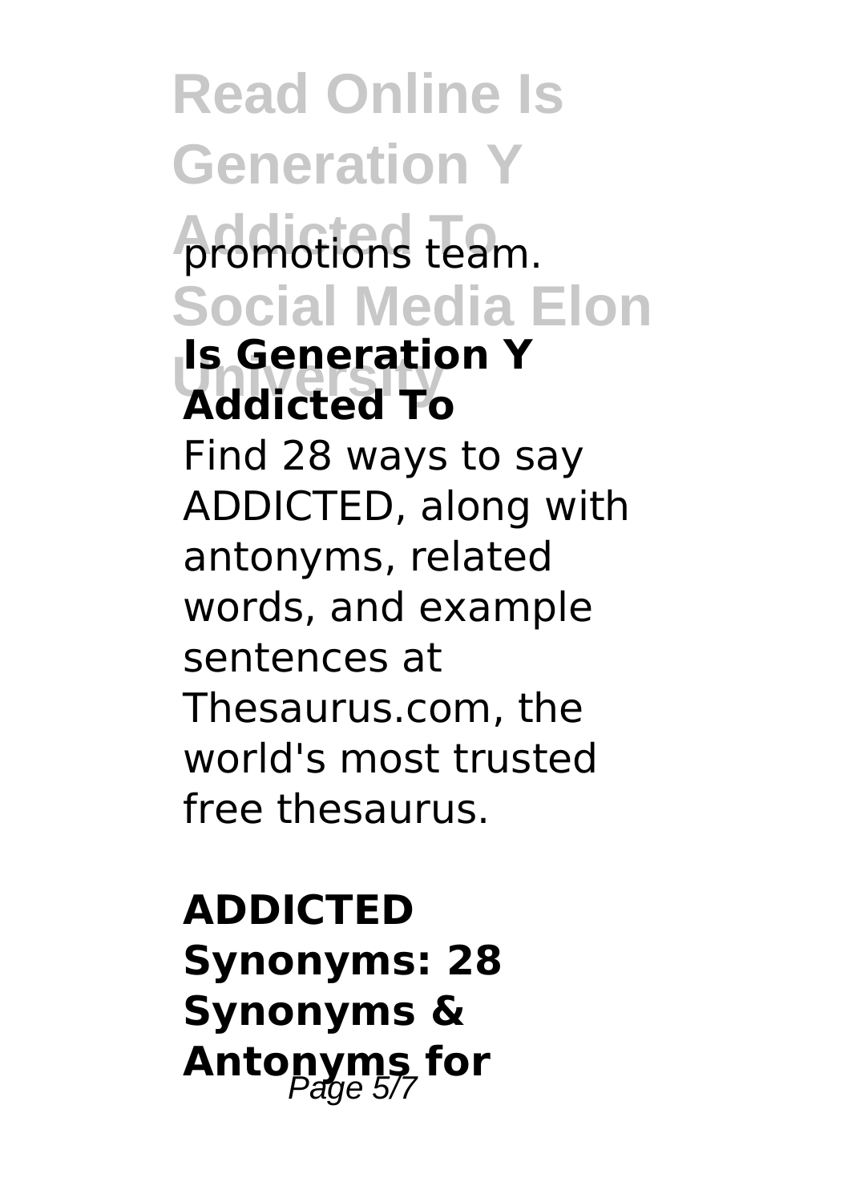promotions team.

**Is Generation Y Addicted To**

Find 28 ways to say ADDICTED, along with antonyms, related words, and example sentences at Thesaurus.com, the world's most trusted free thesaurus.

**ADDICTED Synonyms: 28 Synonyms & Antonyms for**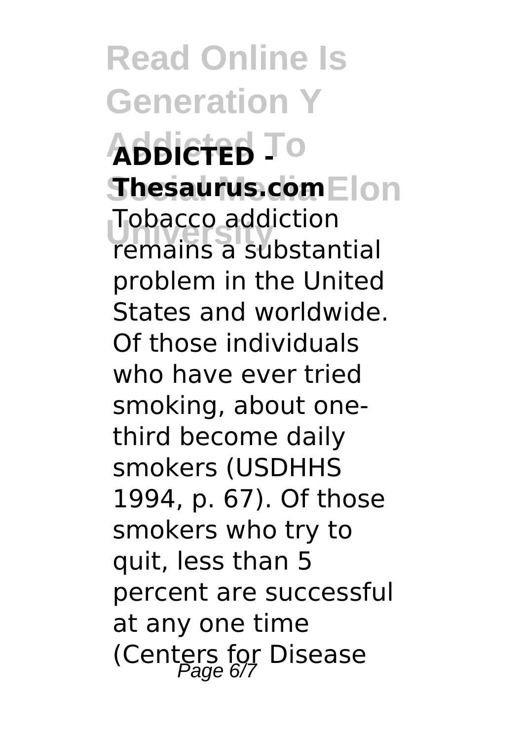**ADDICTED - Thesaurus.com**

Tobacco addiction remains a substantial problem in the United States and worldwide. Of those individuals who have ever tried smoking, about one-third become daily smokers (USDHHS 1994, p. 67). Of those smokers who try to quit, less than 5 percent are successful at any one time (Centers for Disease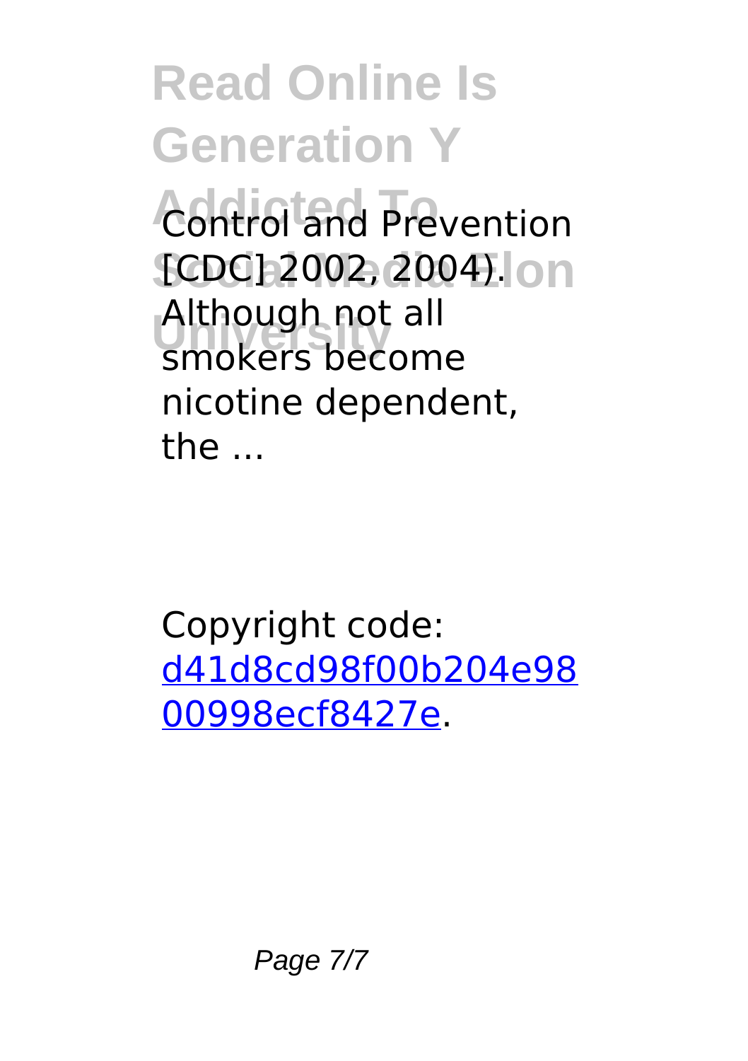Control and Prevention [CDC] 2002, 2004). Although not all smokers become nicotine dependent, the ...

Copyright code: [d41d8cd98f00b204e9800998ecf8427e](d41d8cd98f00b204e9800998ecf8427e).